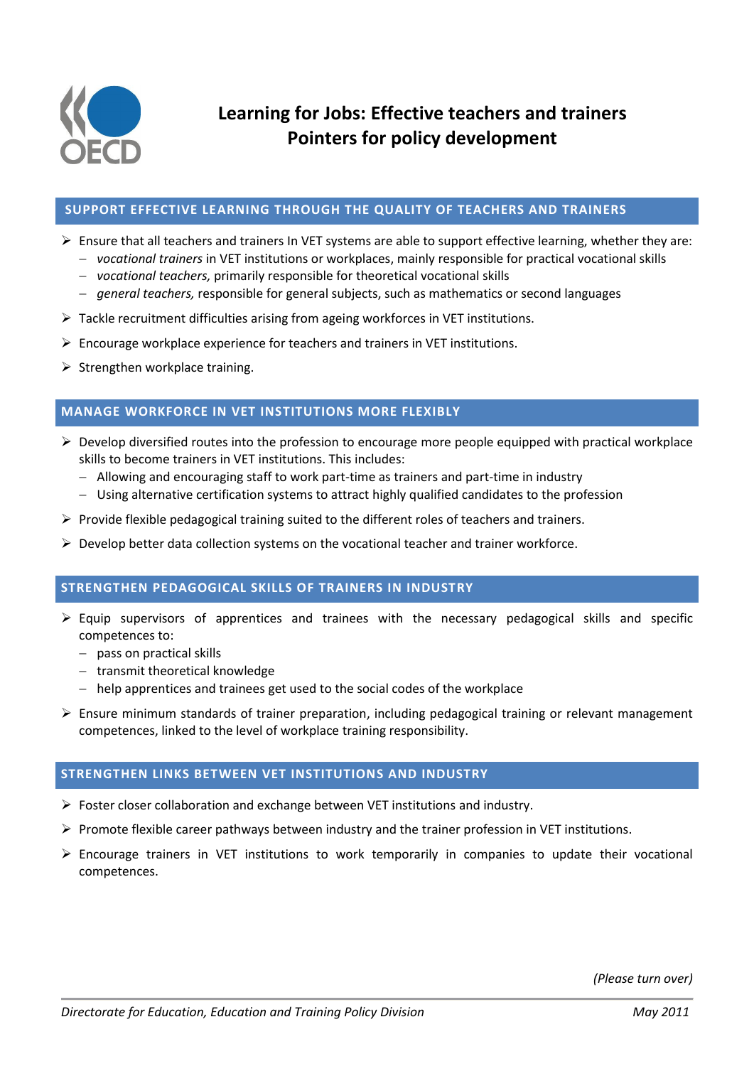# Learning for Jobs: Effective teachers and trainers
# Pointers for policy development

## SUPPORT EFFECTIVE LEARNING THROUGH THE QUALITY OF TEACHERS AND TRAINERS

- Ensure that all teachers and trainers In VET systems are able to support effective learning, whether they are:
  - *vocational trainers* in VET institutions or workplaces, mainly responsible for practical vocational skills
  - *vocational teachers,* primarily responsible for theoretical vocational skills
  - *general teachers,* responsible for general subjects, such as mathematics or second languages
- Tackle recruitment difficulties arising from ageing workforces in VET institutions.
- Encourage workplace experience for teachers and trainers in VET institutions.
- Strengthen workplace training.

## MANAGE WORKFORCE IN VET INSTITUTIONS MORE FLEXIBLY

- Develop diversified routes into the profession to encourage more people equipped with practical workplace skills to become trainers in VET institutions. This includes:
  - Allowing and encouraging staff to work part-time as trainers and part-time in industry
  - Using alternative certification systems to attract highly qualified candidates to the profession
- Provide flexible pedagogical training suited to the different roles of teachers and trainers.
- Develop better data collection systems on the vocational teacher and trainer workforce.

## STRENGTHEN PEDAGOGICAL SKILLS OF TRAINERS IN INDUSTRY

- Equip supervisors of apprentices and trainees with the necessary pedagogical skills and specific competences to:
  - pass on practical skills
  - transmit theoretical knowledge
  - help apprentices and trainees get used to the social codes of the workplace
- Ensure minimum standards of trainer preparation, including pedagogical training or relevant management competences, linked to the level of workplace training responsibility.

## STRENGTHEN LINKS BETWEEN VET INSTITUTIONS AND INDUSTRY

- Foster closer collaboration and exchange between VET institutions and industry.
- Promote flexible career pathways between industry and the trainer profession in VET institutions.
- Encourage trainers in VET institutions to work temporarily in companies to update their vocational competences.

*(Please turn over)*

*Directorate for Education, Education and Training Policy Division* — *May 2011*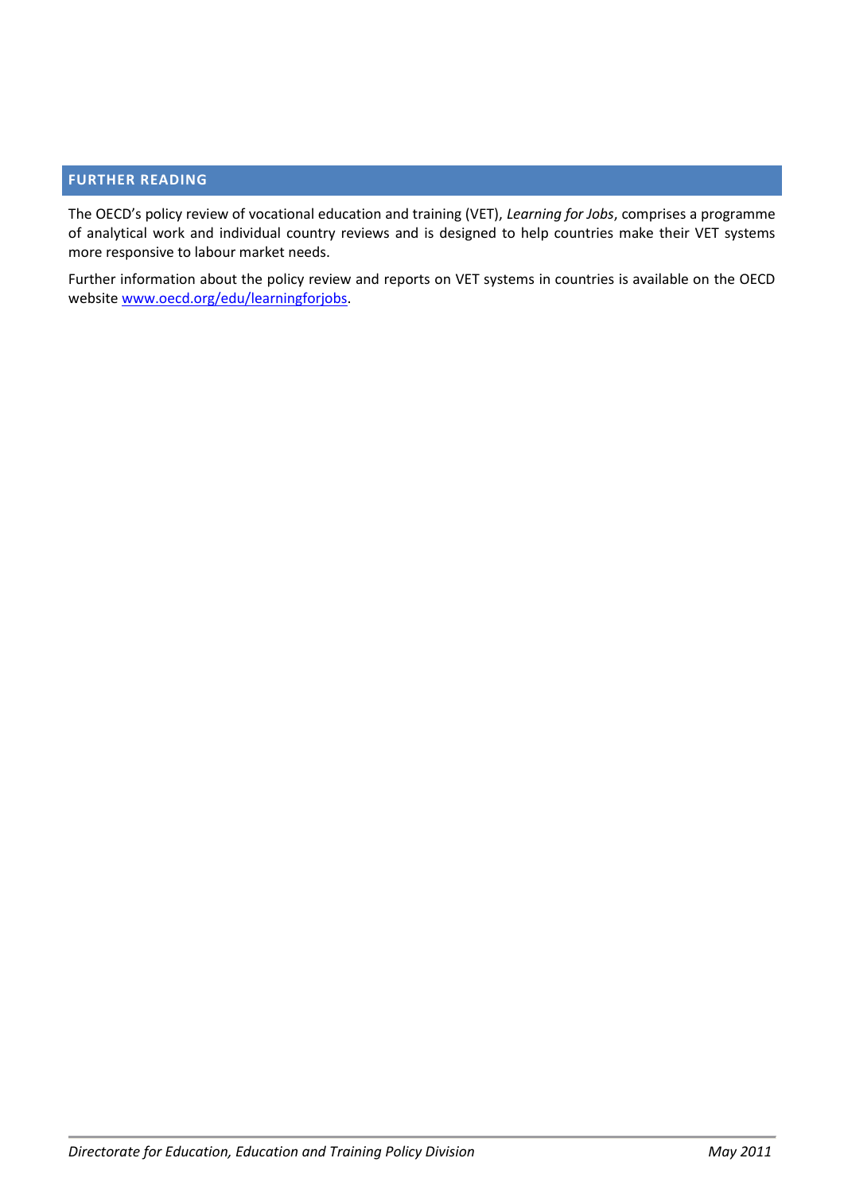## FURTHER READING

The OECD's policy review of vocational education and training (VET), *Learning for Jobs*, comprises a programme of analytical work and individual country reviews and is designed to help countries make their VET systems more responsive to labour market needs.

Further information about the policy review and reports on VET systems in countries is available on the OECD website www.oecd.org/edu/learningforjobs.